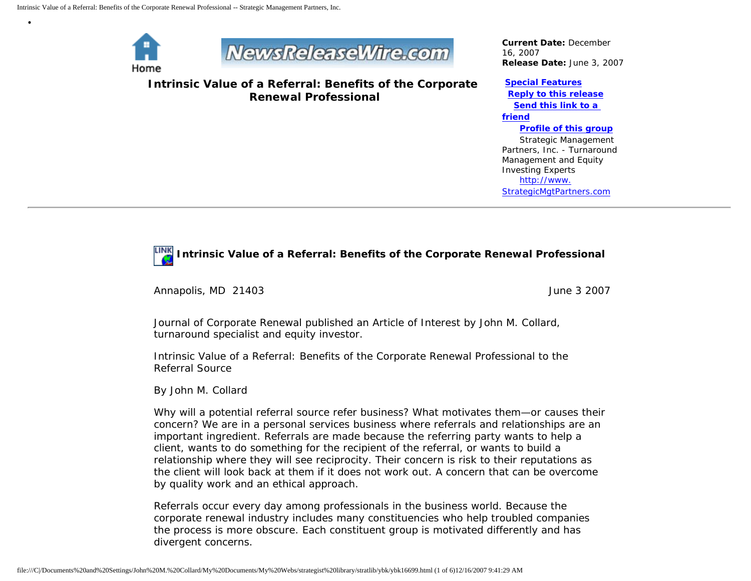Home

**Current Date:** December 16, 2007
**Release Date:** June 3, 2007

# Intrinsic Value of a Referral: Benefits of the Corporate Renewal Professional

**Special Features**
**Reply to this release**
**Send this link to a friend**
**Profile of this group**

Strategic Management Partners, Inc. - Turnaround Management and Equity Investing Experts

http://www.StrategicMgtPartners.com

---

## Intrinsic Value of a Referral: Benefits of the Corporate Renewal Professional

Annapolis, MD 21403 June 3 2007

Journal of Corporate Renewal published an Article of Interest by John M. Collard, turnaround specialist and equity investor.

Intrinsic Value of a Referral: Benefits of the Corporate Renewal Professional to the Referral Source

By John M. Collard

Why will a potential referral source refer business? What motivates them—or causes their concern? We are in a personal services business where referrals and relationships are an important ingredient. Referrals are made because the referring party wants to help a client, wants to do something for the recipient of the referral, or wants to build a relationship where they will see reciprocity. Their concern is risk to their reputations as the client will look back at them if it does not work out. A concern that can be overcome by quality work and an ethical approach.

Referrals occur every day among professionals in the business world. Because the corporate renewal industry includes many constituencies who help troubled companies the process is more obscure. Each constituent group is motivated differently and has divergent concerns.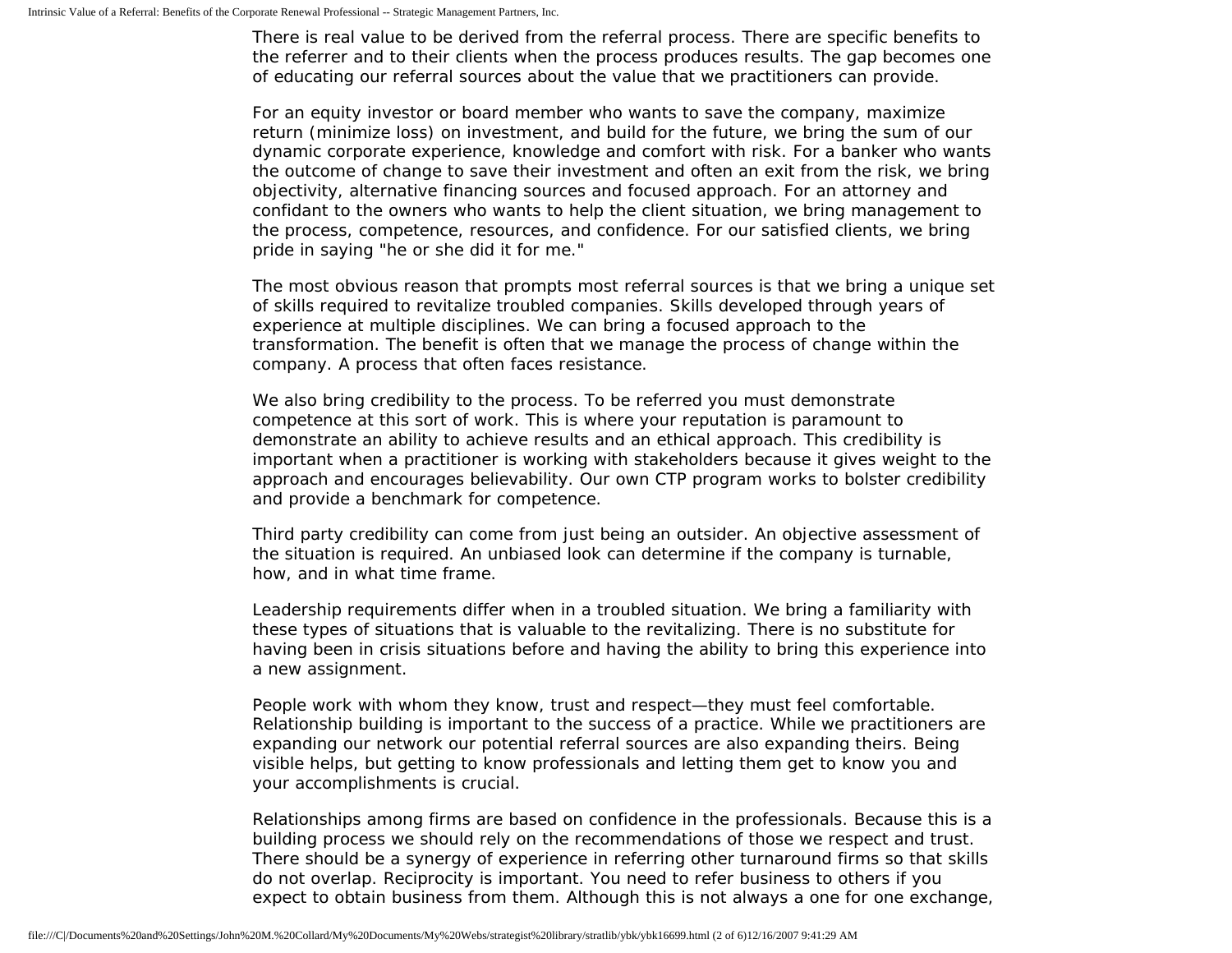There is real value to be derived from the referral process. There are specific benefits to the referrer and to their clients when the process produces results. The gap becomes one of educating our referral sources about the value that we practitioners can provide.

For an equity investor or board member who wants to save the company, maximize return (minimize loss) on investment, and build for the future, we bring the sum of our dynamic corporate experience, knowledge and comfort with risk. For a banker who wants the outcome of change to save their investment and often an exit from the risk, we bring objectivity, alternative financing sources and focused approach. For an attorney and confidant to the owners who wants to help the client situation, we bring management to the process, competence, resources, and confidence. For our satisfied clients, we bring pride in saying "he or she did it for me."

The most obvious reason that prompts most referral sources is that we bring a unique set of skills required to revitalize troubled companies. Skills developed through years of experience at multiple disciplines. We can bring a focused approach to the transformation. The benefit is often that we manage the process of change within the company. A process that often faces resistance.

We also bring credibility to the process. To be referred you must demonstrate competence at this sort of work. This is where your reputation is paramount to demonstrate an ability to achieve results and an ethical approach. This credibility is important when a practitioner is working with stakeholders because it gives weight to the approach and encourages believability. Our own CTP program works to bolster credibility and provide a benchmark for competence.

Third party credibility can come from just being an outsider. An objective assessment of the situation is required. An unbiased look can determine if the company is turnable, how, and in what time frame.

Leadership requirements differ when in a troubled situation. We bring a familiarity with these types of situations that is valuable to the revitalizing. There is no substitute for having been in crisis situations before and having the ability to bring this experience into a new assignment.

People work with whom they know, trust and respect—they must feel comfortable. Relationship building is important to the success of a practice. While we practitioners are expanding our network our potential referral sources are also expanding theirs. Being visible helps, but getting to know professionals and letting them get to know you and your accomplishments is crucial.

Relationships among firms are based on confidence in the professionals. Because this is a building process we should rely on the recommendations of those we respect and trust. There should be a synergy of experience in referring other turnaround firms so that skills do not overlap. Reciprocity is important. You need to refer business to others if you expect to obtain business from them. Although this is not always a one for one exchange,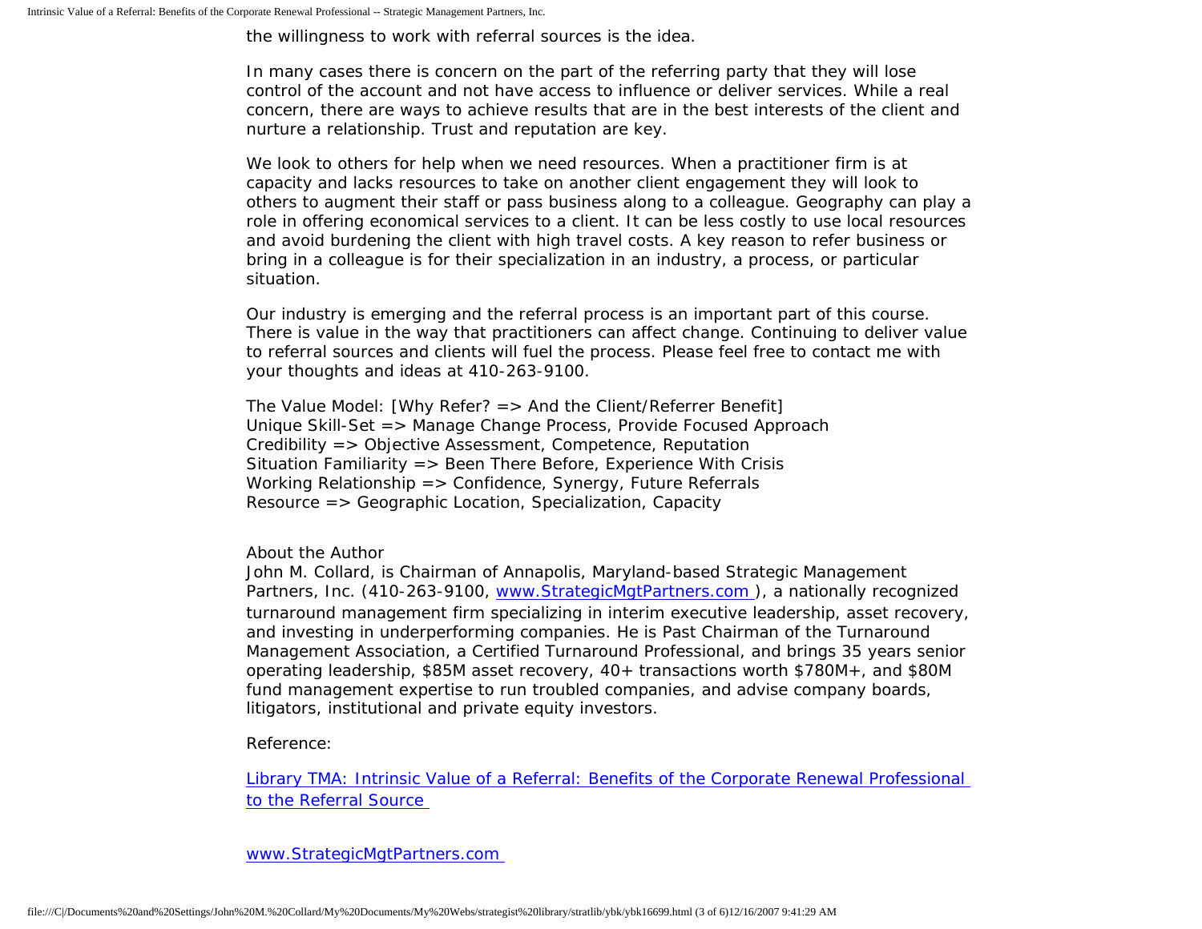the willingness to work with referral sources is the idea.

In many cases there is concern on the part of the referring party that they will lose control of the account and not have access to influence or deliver services. While a real concern, there are ways to achieve results that are in the best interests of the client and nurture a relationship. Trust and reputation are key.

We look to others for help when we need resources. When a practitioner firm is at capacity and lacks resources to take on another client engagement they will look to others to augment their staff or pass business along to a colleague. Geography can play a role in offering economical services to a client. It can be less costly to use local resources and avoid burdening the client with high travel costs. A key reason to refer business or bring in a colleague is for their specialization in an industry, a process, or particular situation.

Our industry is emerging and the referral process is an important part of this course. There is value in the way that practitioners can affect change. Continuing to deliver value to referral sources and clients will fuel the process. Please feel free to contact me with your thoughts and ideas at 410-263-9100.

The Value Model: [Why Refer? => And the Client/Referrer Benefit]
Unique Skill-Set => Manage Change Process, Provide Focused Approach
Credibility => Objective Assessment, Competence, Reputation
Situation Familiarity => Been There Before, Experience With Crisis
Working Relationship => Confidence, Synergy, Future Referrals
Resource => Geographic Location, Specialization, Capacity

About the Author
John M. Collard, is Chairman of Annapolis, Maryland-based Strategic Management Partners, Inc. (410-263-9100, [www.StrategicMgtPartners.com](http://www.StrategicMgtPartners.com)), a nationally recognized turnaround management firm specializing in interim executive leadership, asset recovery, and investing in underperforming companies. He is Past Chairman of the Turnaround Management Association, a Certified Turnaround Professional, and brings 35 years senior operating leadership, $85M asset recovery, 40+ transactions worth $780M+, and $80M fund management expertise to run troubled companies, and advise company boards, litigators, institutional and private equity investors.

Reference:

[Library TMA: Intrinsic Value of a Referral: Benefits of the Corporate Renewal Professional to the Referral Source](#)

[www.StrategicMgtPartners.com](http://www.StrategicMgtPartners.com)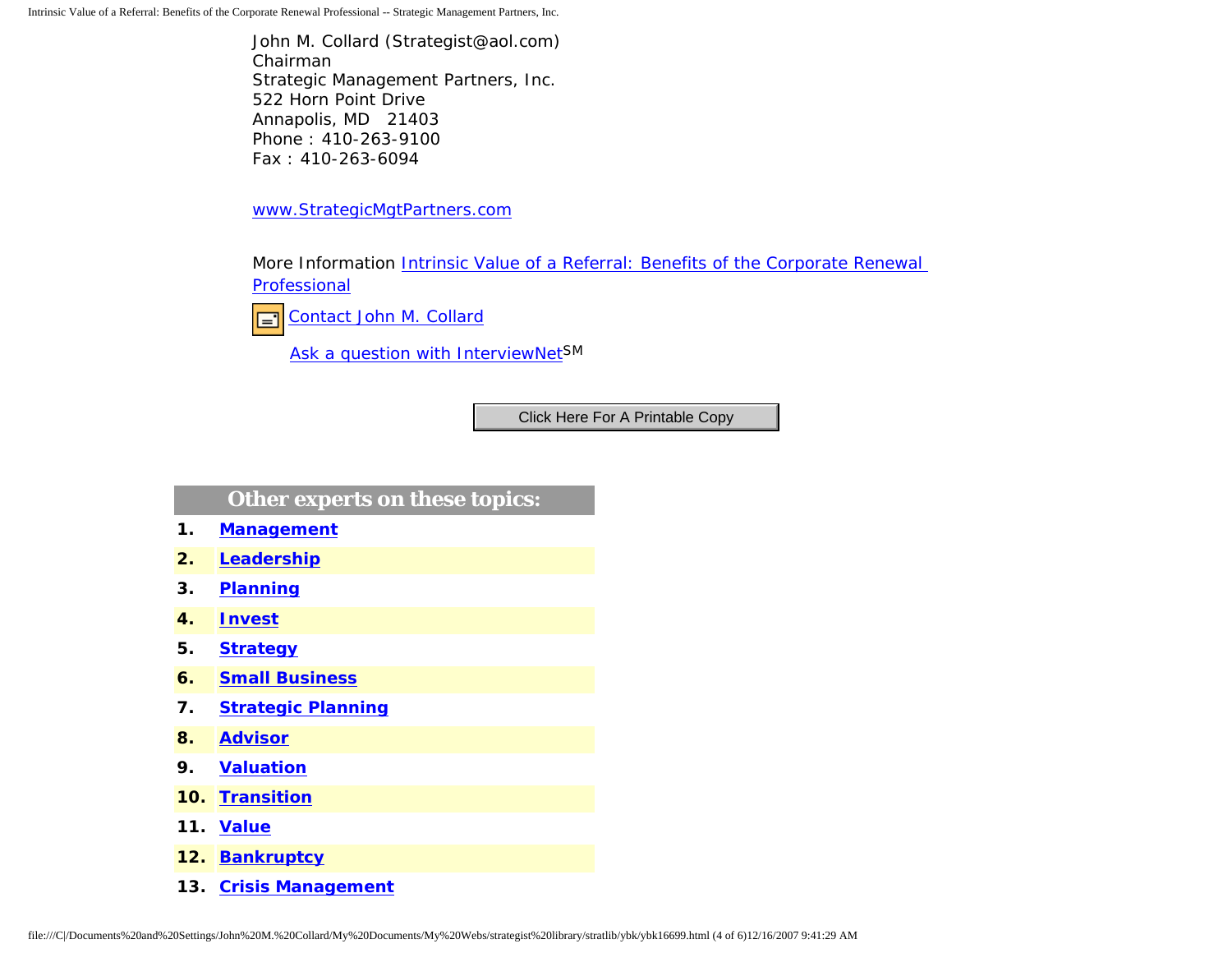John M. Collard (Strategist@aol.com)
Chairman
Strategic Management Partners, Inc.
522 Horn Point Drive
Annapolis, MD 21403
Phone : 410-263-9100
Fax : 410-263-6094

www.StrategicMgtPartners.com

More Information Intrinsic Value of a Referral: Benefits of the Corporate Renewal Professional

Contact John M. Collard

Ask a question with InterviewNet[SM]

Click Here For A Printable Copy

**Other experts on these topics:**

1. **Management**
2. **Leadership**
3. **Planning**
4. **Invest**
5. **Strategy**
6. **Small Business**
7. **Strategic Planning**
8. **Advisor**
9. **Valuation**
10. **Transition**
11. **Value**
12. **Bankruptcy**
13. **Crisis Management**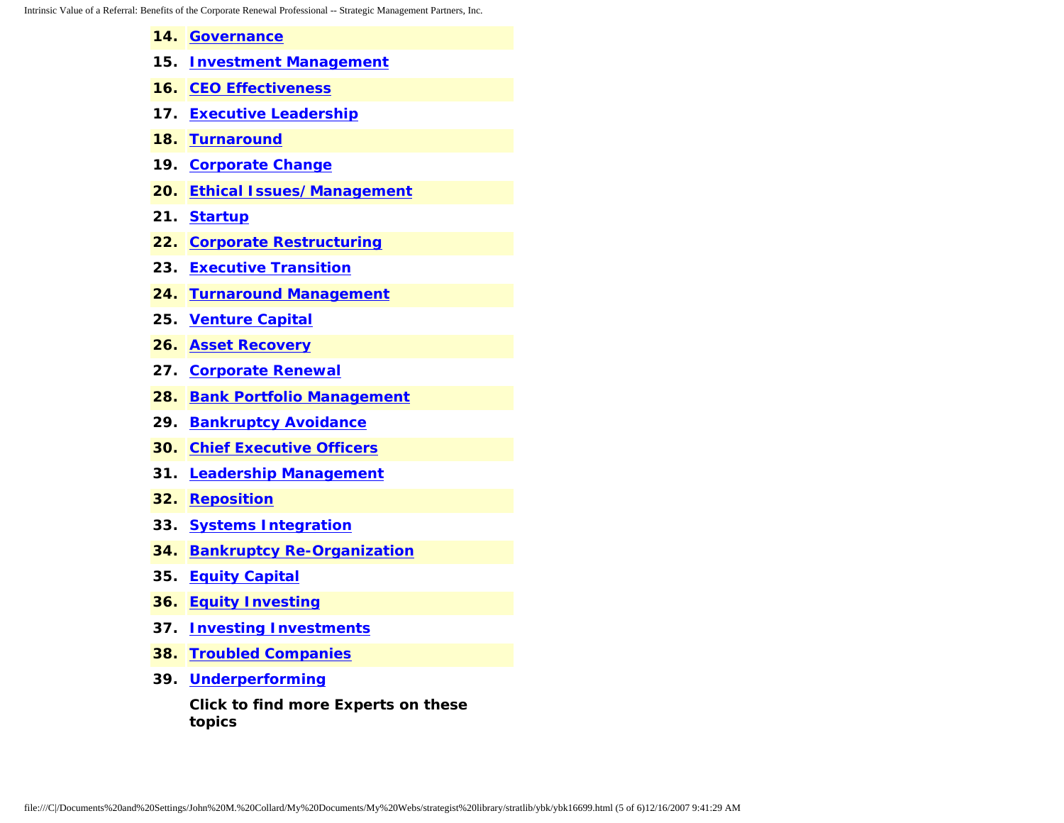14. **Governance**
15. **Investment Management**
16. **CEO Effectiveness**
17. **Executive Leadership**
18. **Turnaround**
19. **Corporate Change**
20. **Ethical Issues/ Management**
21. **Startup**
22. **Corporate Restructuring**
23. **Executive Transition**
24. **Turnaround Management**
25. **Venture Capital**
26. **Asset Recovery**
27. **Corporate Renewal**
28. **Bank Portfolio Management**
29. **Bankruptcy Avoidance**
30. **Chief Executive Officers**
31. **Leadership Management**
32. **Reposition**
33. **Systems Integration**
34. **Bankruptcy Re-Organization**
35. **Equity Capital**
36. **Equity Investing**
37. **Investing Investments**
38. **Troubled Companies**
39. **Underperforming**

**Click to find more Experts on these topics**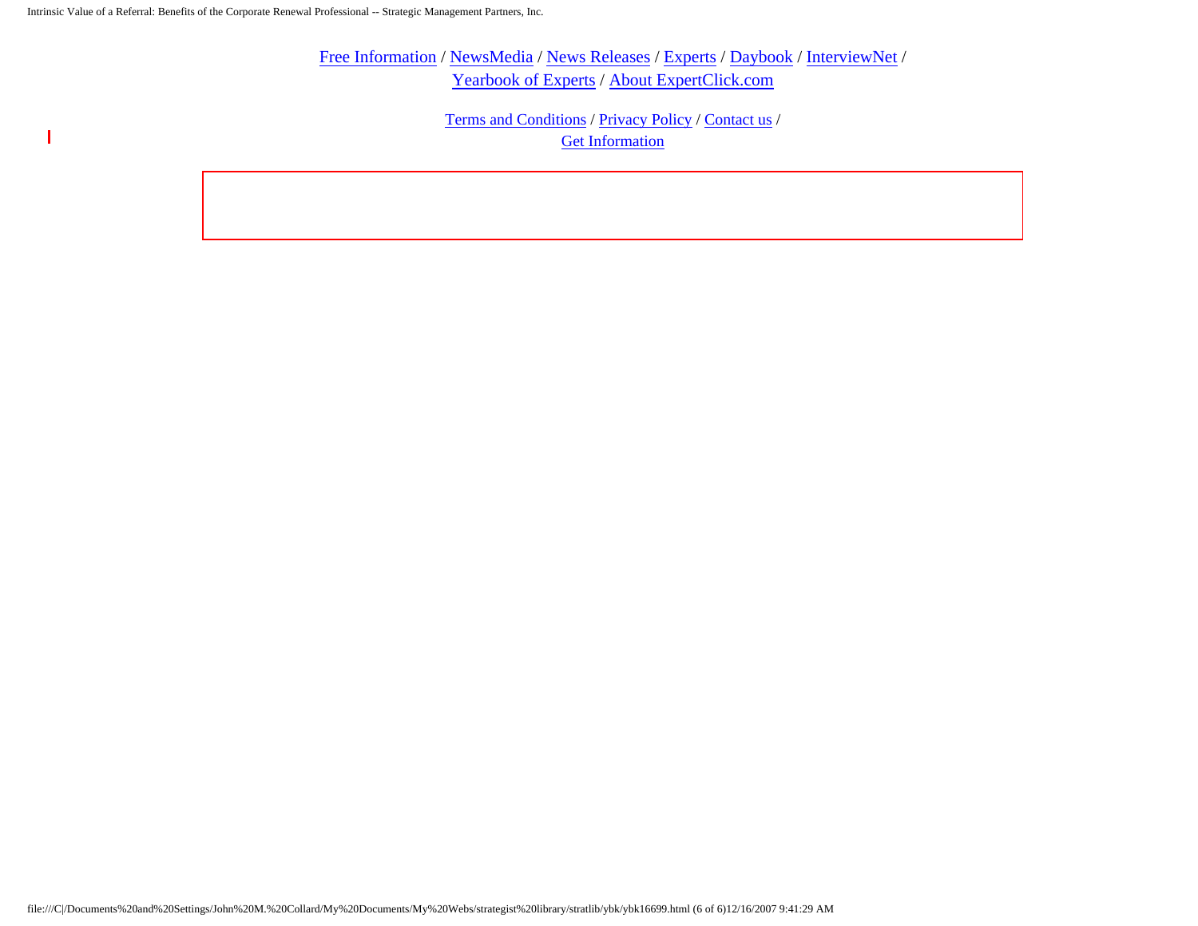Free Information / NewsMedia / News Releases / Experts / Daybook / InterviewNet / Yearbook of Experts / About ExpertClick.com

Terms and Conditions / Privacy Policy / Contact us / Get Information